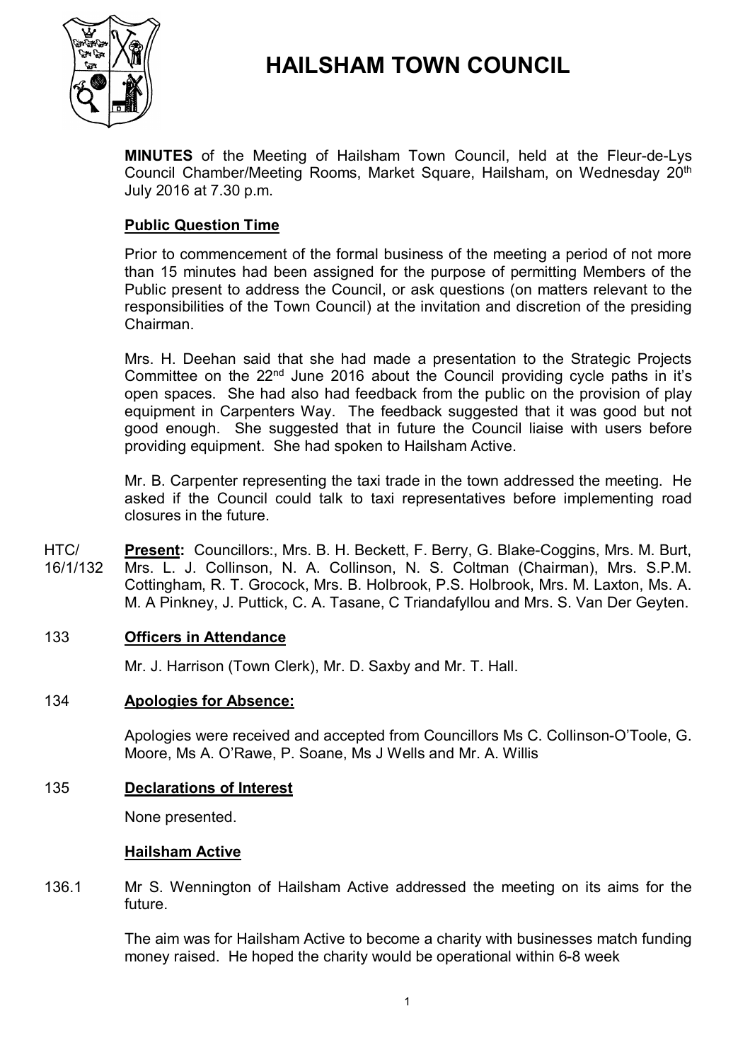# HAILSHAM TOWN COUNCIL

**MINUTES** of the Meeting of Hailsham Town Council, held at the Fleur-de-Lys Council Chamber/Meeting Rooms, Market Square, Hailsham, on Wednesday 20th July 2016 at 7.30 p.m.

## Public Question Time

Prior to commencement of the formal business of the meeting a period of not more than 15 minutes had been assigned for the purpose of permitting Members of the Public present to address the Council, or ask questions (on matters relevant to the responsibilities of the Town Council) at the invitation and discretion of the presiding Chairman.

Mrs. H. Deehan said that she had made a presentation to the Strategic Projects Committee on the 22nd June 2016 about the Council providing cycle paths in it's open spaces. She had also had feedback from the public on the provision of play equipment in Carpenters Way. The feedback suggested that it was good but not good enough. She suggested that in future the Council liaise with users before providing equipment. She had spoken to Hailsham Active.

Mr. B. Carpenter representing the taxi trade in the town addressed the meeting. He asked if the Council could talk to taxi representatives before implementing road closures in the future.

HTC/16/1/132 **Present:** Councillors:, Mrs. B. H. Beckett, F. Berry, G. Blake-Coggins, Mrs. M. Burt, Mrs. L. J. Collinson, N. A. Collinson, N. S. Coltman (Chairman), Mrs. S.P.M. Cottingham, R. T. Grocock, Mrs. B. Holbrook, P.S. Holbrook, Mrs. M. Laxton, Ms. A. M. A Pinkney, J. Puttick, C. A. Tasane, C Triandafyllou and Mrs. S. Van Der Geyten.

133 **Officers in Attendance**

Mr. J. Harrison (Town Clerk), Mr. D. Saxby and Mr. T. Hall.

134 **Apologies for Absence:**

Apologies were received and accepted from Councillors Ms C. Collinson-O'Toole, G. Moore, Ms A. O'Rawe, P. Soane, Ms J Wells and Mr. A. Willis

135 **Declarations of Interest**

None presented.

## Hailsham Active

136.1 Mr S. Wennington of Hailsham Active addressed the meeting on its aims for the future.

The aim was for Hailsham Active to become a charity with businesses match funding money raised. He hoped the charity would be operational within 6-8 week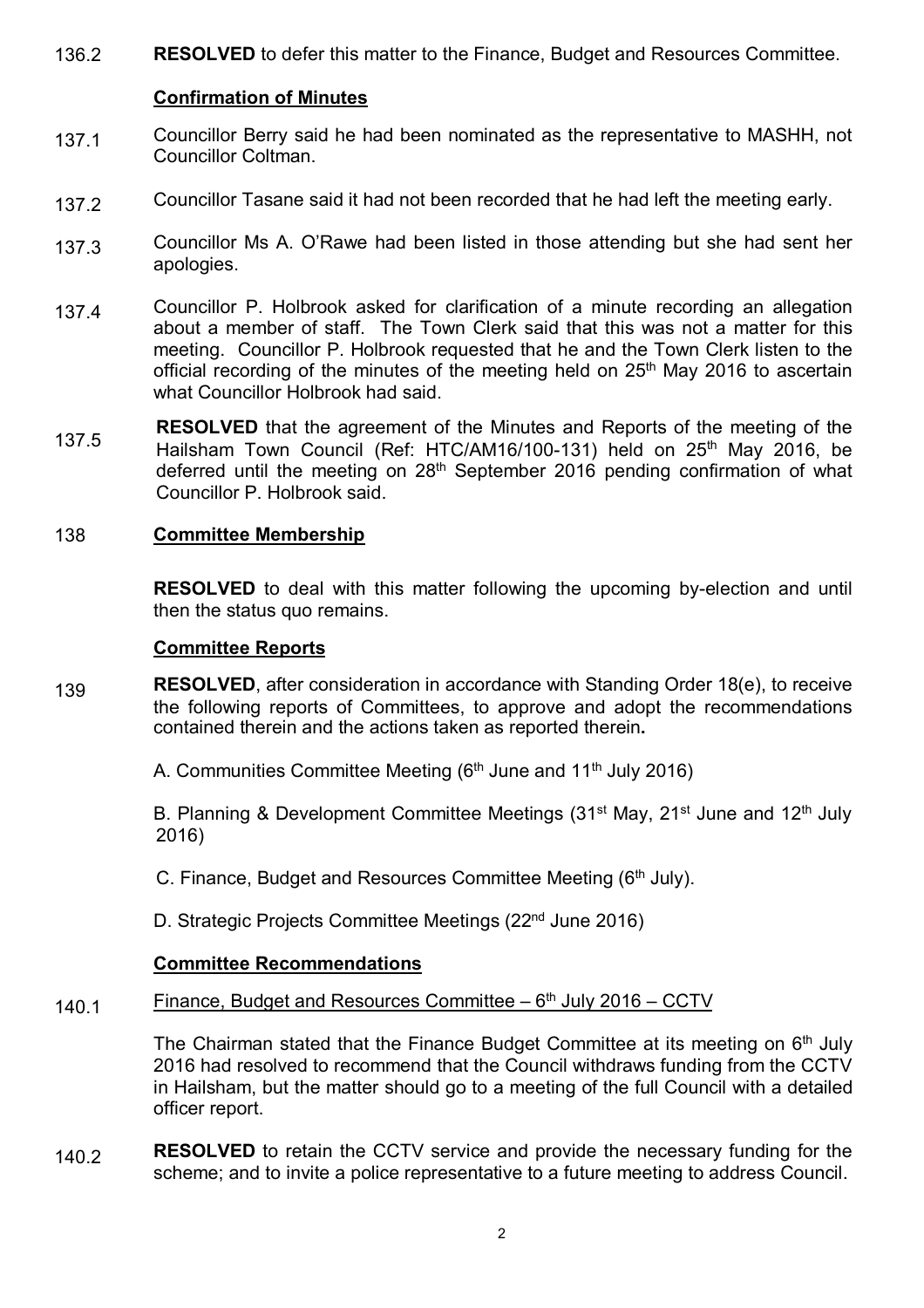136.2 **RESOLVED** to defer this matter to the Finance, Budget and Resources Committee.

**Confirmation of Minutes**

137.1 Councillor Berry said he had been nominated as the representative to MASHH, not Councillor Coltman.

137.2 Councillor Tasane said it had not been recorded that he had left the meeting early.

137.3 Councillor Ms A. O'Rawe had been listed in those attending but she had sent her apologies.

137.4 Councillor P. Holbrook asked for clarification of a minute recording an allegation about a member of staff. The Town Clerk said that this was not a matter for this meeting. Councillor P. Holbrook requested that he and the Town Clerk listen to the official recording of the minutes of the meeting held on 25th May 2016 to ascertain what Councillor Holbrook had said.

137.5 **RESOLVED** that the agreement of the Minutes and Reports of the meeting of the Hailsham Town Council (Ref: HTC/AM16/100-131) held on 25th May 2016, be deferred until the meeting on 28th September 2016 pending confirmation of what Councillor P. Holbrook said.

138 **Committee Membership**

**RESOLVED** to deal with this matter following the upcoming by-election and until then the status quo remains.

**Committee Reports**

139 **RESOLVED**, after consideration in accordance with Standing Order 18(e), to receive the following reports of Committees, to approve and adopt the recommendations contained therein and the actions taken as reported therein**.**

A. Communities Committee Meeting (6th June and 11th July 2016)

B. Planning & Development Committee Meetings (31st May, 21st June and 12th July 2016)

C. Finance, Budget and Resources Committee Meeting (6th July).

D. Strategic Projects Committee Meetings (22nd June 2016)

**Committee Recommendations**

140.1 Finance, Budget and Resources Committee – 6th July 2016 – CCTV

The Chairman stated that the Finance Budget Committee at its meeting on 6th July 2016 had resolved to recommend that the Council withdraws funding from the CCTV in Hailsham, but the matter should go to a meeting of the full Council with a detailed officer report.

140.2 **RESOLVED** to retain the CCTV service and provide the necessary funding for the scheme; and to invite a police representative to a future meeting to address Council.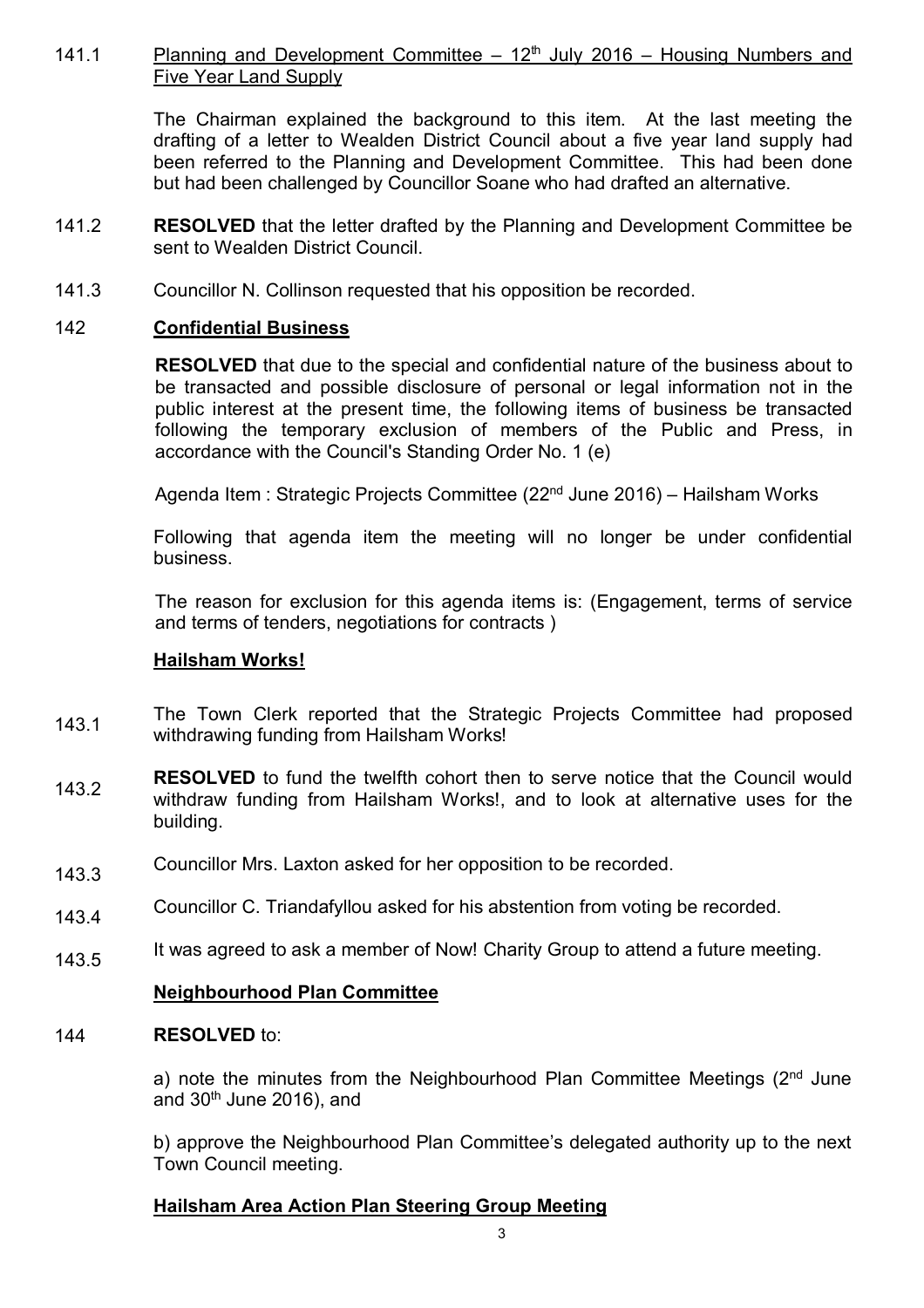141.1 Planning and Development Committee – 12th July 2016 – Housing Numbers and Five Year Land Supply

The Chairman explained the background to this item. At the last meeting the drafting of a letter to Wealden District Council about a five year land supply had been referred to the Planning and Development Committee. This had been done but had been challenged by Councillor Soane who had drafted an alternative.

141.2 **RESOLVED** that the letter drafted by the Planning and Development Committee be sent to Wealden District Council.

141.3 Councillor N. Collinson requested that his opposition be recorded.

## 142 Confidential Business

**RESOLVED** that due to the special and confidential nature of the business about to be transacted and possible disclosure of personal or legal information not in the public interest at the present time, the following items of business be transacted following the temporary exclusion of members of the Public and Press, in accordance with the Council's Standing Order No. 1 (e)

Agenda Item : Strategic Projects Committee (22nd June 2016) – Hailsham Works

Following that agenda item the meeting will no longer be under confidential business.

The reason for exclusion for this agenda items is: (Engagement, terms of service and terms of tenders, negotiations for contracts )

### Hailsham Works!

143.1 The Town Clerk reported that the Strategic Projects Committee had proposed withdrawing funding from Hailsham Works!

143.2 **RESOLVED** to fund the twelfth cohort then to serve notice that the Council would withdraw funding from Hailsham Works!, and to look at alternative uses for the building.

143.3 Councillor Mrs. Laxton asked for her opposition to be recorded.

143.4 Councillor C. Triandafyllou asked for his abstention from voting be recorded.

143.5 It was agreed to ask a member of Now! Charity Group to attend a future meeting.

### Neighbourhood Plan Committee

144 **RESOLVED** to:

a) note the minutes from the Neighbourhood Plan Committee Meetings (2nd June and 30th June 2016), and

b) approve the Neighbourhood Plan Committee's delegated authority up to the next Town Council meeting.

### Hailsham Area Action Plan Steering Group Meeting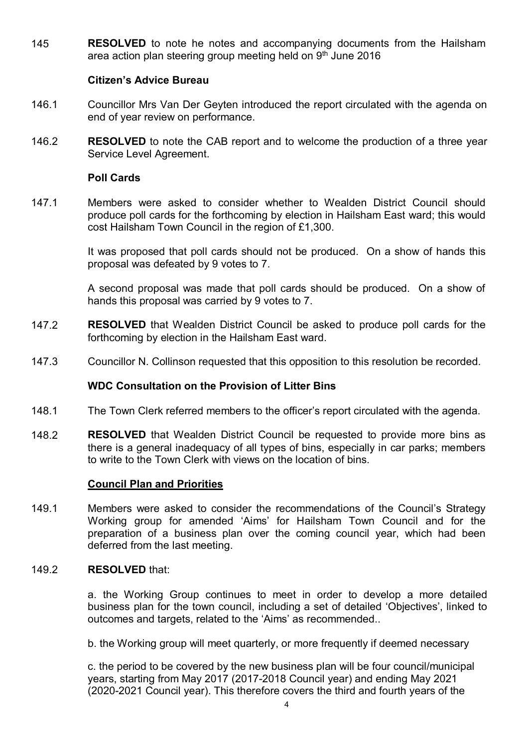145 **RESOLVED** to note he notes and accompanying documents from the Hailsham area action plan steering group meeting held on 9th June 2016

**Citizen's Advice Bureau**

146.1 Councillor Mrs Van Der Geyten introduced the report circulated with the agenda on end of year review on performance.

146.2 **RESOLVED** to note the CAB report and to welcome the production of a three year Service Level Agreement.

**Poll Cards**

147.1 Members were asked to consider whether to Wealden District Council should produce poll cards for the forthcoming by election in Hailsham East ward; this would cost Hailsham Town Council in the region of £1,300.

It was proposed that poll cards should not be produced. On a show of hands this proposal was defeated by 9 votes to 7.

A second proposal was made that poll cards should be produced. On a show of hands this proposal was carried by 9 votes to 7.

147.2 **RESOLVED** that Wealden District Council be asked to produce poll cards for the forthcoming by election in the Hailsham East ward.

147.3 Councillor N. Collinson requested that this opposition to this resolution be recorded.

**WDC Consultation on the Provision of Litter Bins**

148.1 The Town Clerk referred members to the officer's report circulated with the agenda.

148.2 **RESOLVED** that Wealden District Council be requested to provide more bins as there is a general inadequacy of all types of bins, especially in car parks; members to write to the Town Clerk with views on the location of bins.

**Council Plan and Priorities**

149.1 Members were asked to consider the recommendations of the Council's Strategy Working group for amended 'Aims' for Hailsham Town Council and for the preparation of a business plan over the coming council year, which had been deferred from the last meeting.

149.2 **RESOLVED** that:

a. the Working Group continues to meet in order to develop a more detailed business plan for the town council, including a set of detailed 'Objectives', linked to outcomes and targets, related to the 'Aims' as recommended..

b. the Working group will meet quarterly, or more frequently if deemed necessary

c. the period to be covered by the new business plan will be four council/municipal years, starting from May 2017 (2017-2018 Council year) and ending May 2021 (2020-2021 Council year). This therefore covers the third and fourth years of the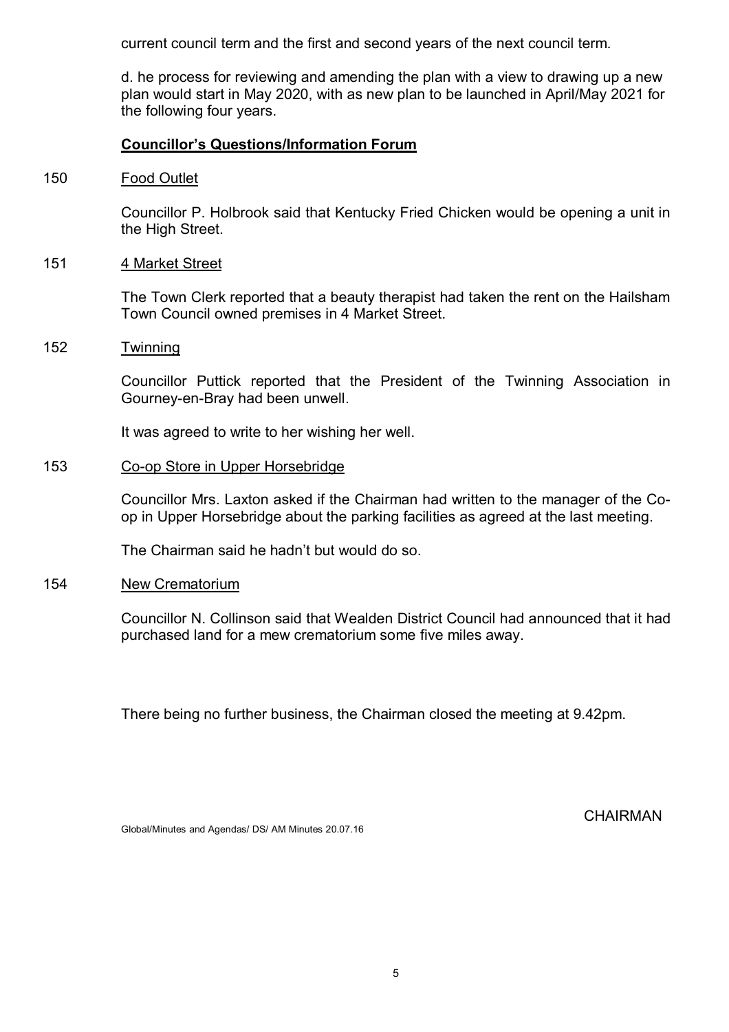current council term and the first and second years of the next council term.

d. he process for reviewing and amending the plan with a view to drawing up a new plan would start in May 2020, with as new plan to be launched in April/May 2021 for the following four years.

## Councillor's Questions/Information Forum

150 Food Outlet

Councillor P. Holbrook said that Kentucky Fried Chicken would be opening a unit in the High Street.

151 4 Market Street

The Town Clerk reported that a beauty therapist had taken the rent on the Hailsham Town Council owned premises in 4 Market Street.

152 Twinning

Councillor Puttick reported that the President of the Twinning Association in Gourney-en-Bray had been unwell.

It was agreed to write to her wishing her well.

153 Co-op Store in Upper Horsebridge

Councillor Mrs. Laxton asked if the Chairman had written to the manager of the Co-op in Upper Horsebridge about the parking facilities as agreed at the last meeting.

The Chairman said he hadn't but would do so.

154 New Crematorium

Councillor N. Collinson said that Wealden District Council had announced that it had purchased land for a mew crematorium some five miles away.

There being no further business, the Chairman closed the meeting at 9.42pm.

CHAIRMAN

Global/Minutes and Agendas/ DS/ AM Minutes 20.07.16